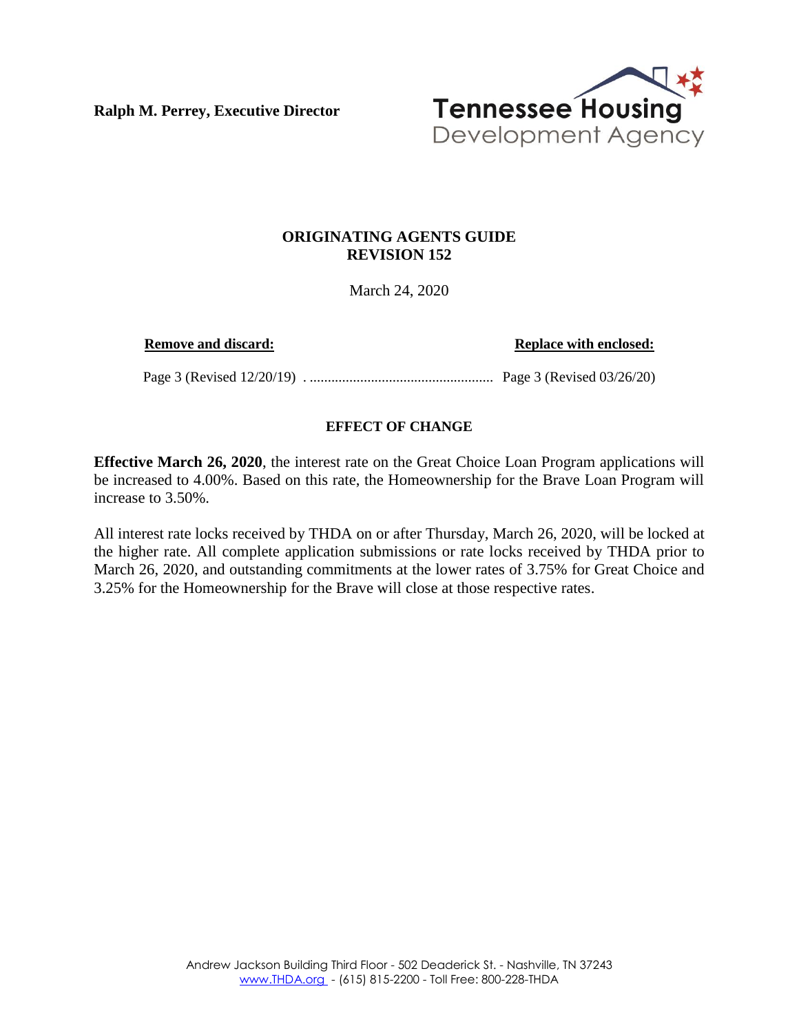**Ralph M. Perrey, Executive Director**

Tennessee Housing Development Agency

# ORIGINATING AGENTS GUIDE
# REVISION 152

March 24, 2020

| Remove and discard: | Replace with enclosed: |
| --- | --- |
| Page 3 (Revised 12/20/19) | Page 3 (Revised 03/26/20) |

## EFFECT OF CHANGE

**Effective March 26, 2020**, the interest rate on the Great Choice Loan Program applications will be increased to 4.00%. Based on this rate, the Homeownership for the Brave Loan Program will increase to 3.50%.

All interest rate locks received by THDA on or after Thursday, March 26, 2020, will be locked at the higher rate. All complete application submissions or rate locks received by THDA prior to March 26, 2020, and outstanding commitments at the lower rates of 3.75% for Great Choice and 3.25% for the Homeownership for the Brave will close at those respective rates.

Andrew Jackson Building Third Floor - 502 Deaderick St. - Nashville, TN 37243
www.THDA.org - (615) 815-2200 - Toll Free: 800-228-THDA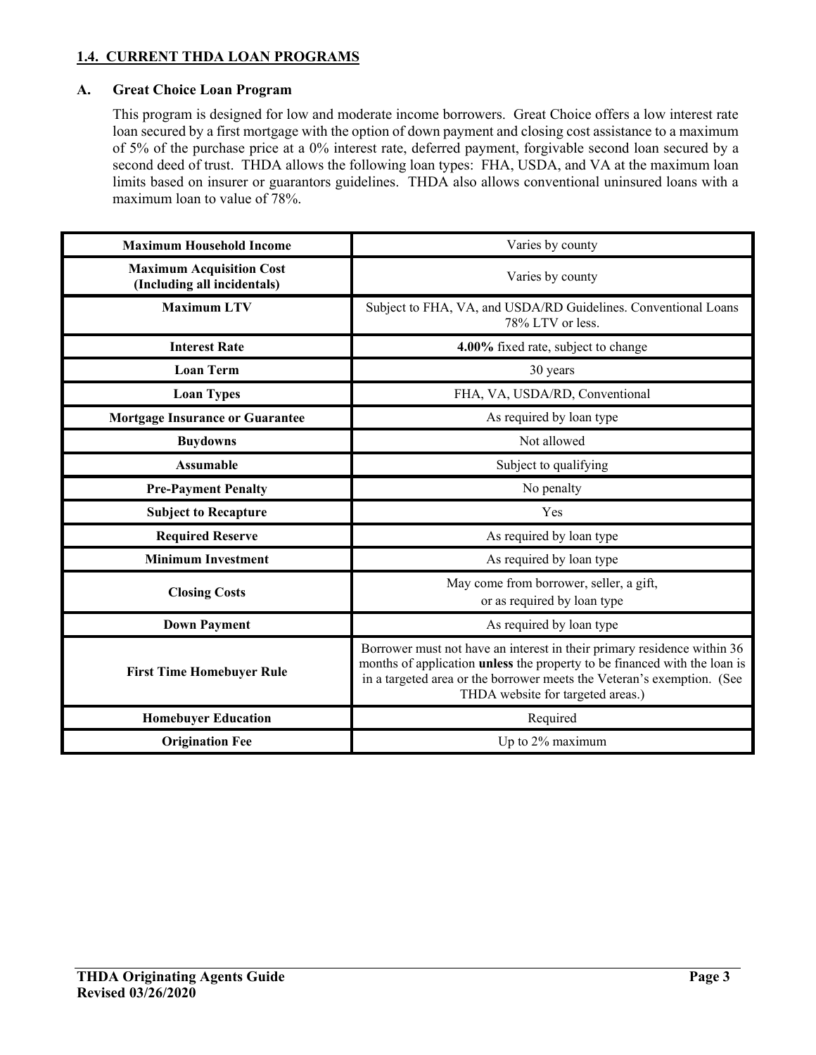## 1.4. CURRENT THDA LOAN PROGRAMS

### A. Great Choice Loan Program

This program is designed for low and moderate income borrowers. Great Choice offers a low interest rate loan secured by a first mortgage with the option of down payment and closing cost assistance to a maximum of 5% of the purchase price at a 0% interest rate, deferred payment, forgivable second loan secured by a second deed of trust. THDA allows the following loan types: FHA, USDA, and VA at the maximum loan limits based on insurer or guarantors guidelines. THDA also allows conventional uninsured loans with a maximum loan to value of 78%.

| | |
|---|---|
| **Maximum Household Income** | Varies by county |
| **Maximum Acquisition Cost (Including all incidentals)** | Varies by county |
| **Maximum LTV** | Subject to FHA, VA, and USDA/RD Guidelines. Conventional Loans 78% LTV or less. |
| **Interest Rate** | **4.00%** fixed rate, subject to change |
| **Loan Term** | 30 years |
| **Loan Types** | FHA, VA, USDA/RD, Conventional |
| **Mortgage Insurance or Guarantee** | As required by loan type |
| **Buydowns** | Not allowed |
| **Assumable** | Subject to qualifying |
| **Pre-Payment Penalty** | No penalty |
| **Subject to Recapture** | Yes |
| **Required Reserve** | As required by loan type |
| **Minimum Investment** | As required by loan type |
| **Closing Costs** | May come from borrower, seller, a gift, or as required by loan type |
| **Down Payment** | As required by loan type |
| **First Time Homebuyer Rule** | Borrower must not have an interest in their primary residence within 36 months of application **unless** the property to be financed with the loan is in a targeted area or the borrower meets the Veteran's exemption. (See THDA website for targeted areas.) |
| **Homebuyer Education** | Required |
| **Origination Fee** | Up to 2% maximum |